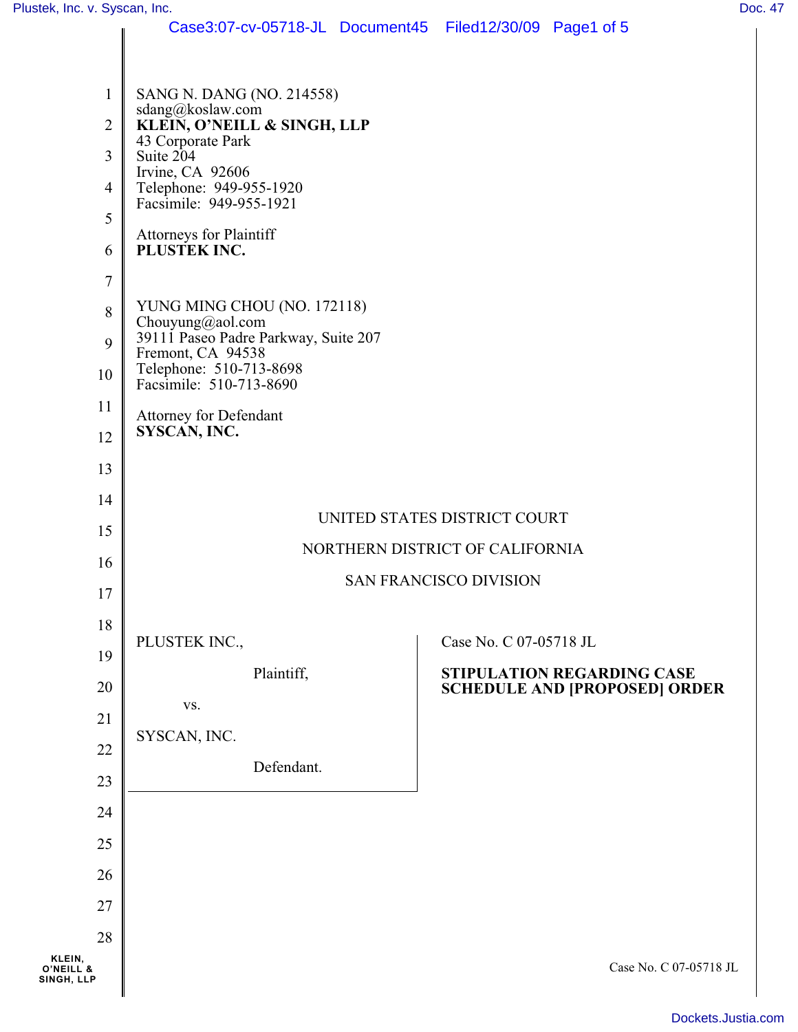SANG N. DANG (NO. 214558)
sdang@koslaw.com
**KLEIN, O'NEILL & SINGH, LLP**
43 Corporate Park
Suite 204
Irvine, CA 92606
Telephone: 949-955-1920
Facsimile: 949-955-1921

Attorneys for Plaintiff
**PLUSTEK INC.**

YUNG MING CHOU (NO. 172118)
Chouyung@aol.com
39111 Paseo Padre Parkway, Suite 207
Fremont, CA 94538
Telephone: 510-713-8698
Facsimile: 510-713-8690

Attorney for Defendant
**SYSCAN, INC.**

UNITED STATES DISTRICT COURT

NORTHERN DISTRICT OF CALIFORNIA

SAN FRANCISCO DIVISION

| | |
|---|---|
| PLUSTEK INC., Plaintiff, vs. SYSCAN, INC. Defendant. | Case No. C 07-05718 JL **STIPULATION REGARDING CASE SCHEDULE AND [PROPOSED] ORDER** |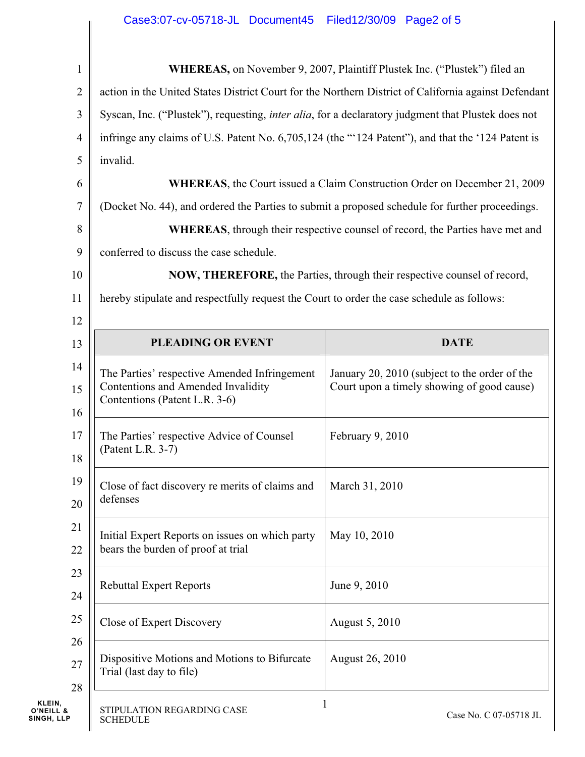**WHEREAS,** on November 9, 2007, Plaintiff Plustek Inc. ("Plustek") filed an action in the United States District Court for the Northern District of California against Defendant Syscan, Inc. ("Plustek"), requesting, *inter alia*, for a declaratory judgment that Plustek does not infringe any claims of U.S. Patent No. 6,705,124 (the "'124 Patent"), and that the '124 Patent is invalid.

**WHEREAS**, the Court issued a Claim Construction Order on December 21, 2009 (Docket No. 44), and ordered the Parties to submit a proposed schedule for further proceedings.

**WHEREAS**, through their respective counsel of record, the Parties have met and conferred to discuss the case schedule.

**NOW, THEREFORE,** the Parties, through their respective counsel of record, hereby stipulate and respectfully request the Court to order the case schedule as follows:

| PLEADING OR EVENT | DATE |
|---|---|
| The Parties' respective Amended Infringement Contentions and Amended Invalidity Contentions (Patent L.R. 3-6) | January 20, 2010 (subject to the order of the Court upon a timely showing of good cause) |
| The Parties' respective Advice of Counsel (Patent L.R. 3-7) | February 9, 2010 |
| Close of fact discovery re merits of claims and defenses | March 31, 2010 |
| Initial Expert Reports on issues on which party bears the burden of proof at trial | May 10, 2010 |
| Rebuttal Expert Reports | June 9, 2010 |
| Close of Expert Discovery | August 5, 2010 |
| Dispositive Motions and Motions to Bifurcate Trial (last day to file) | August 26, 2010 |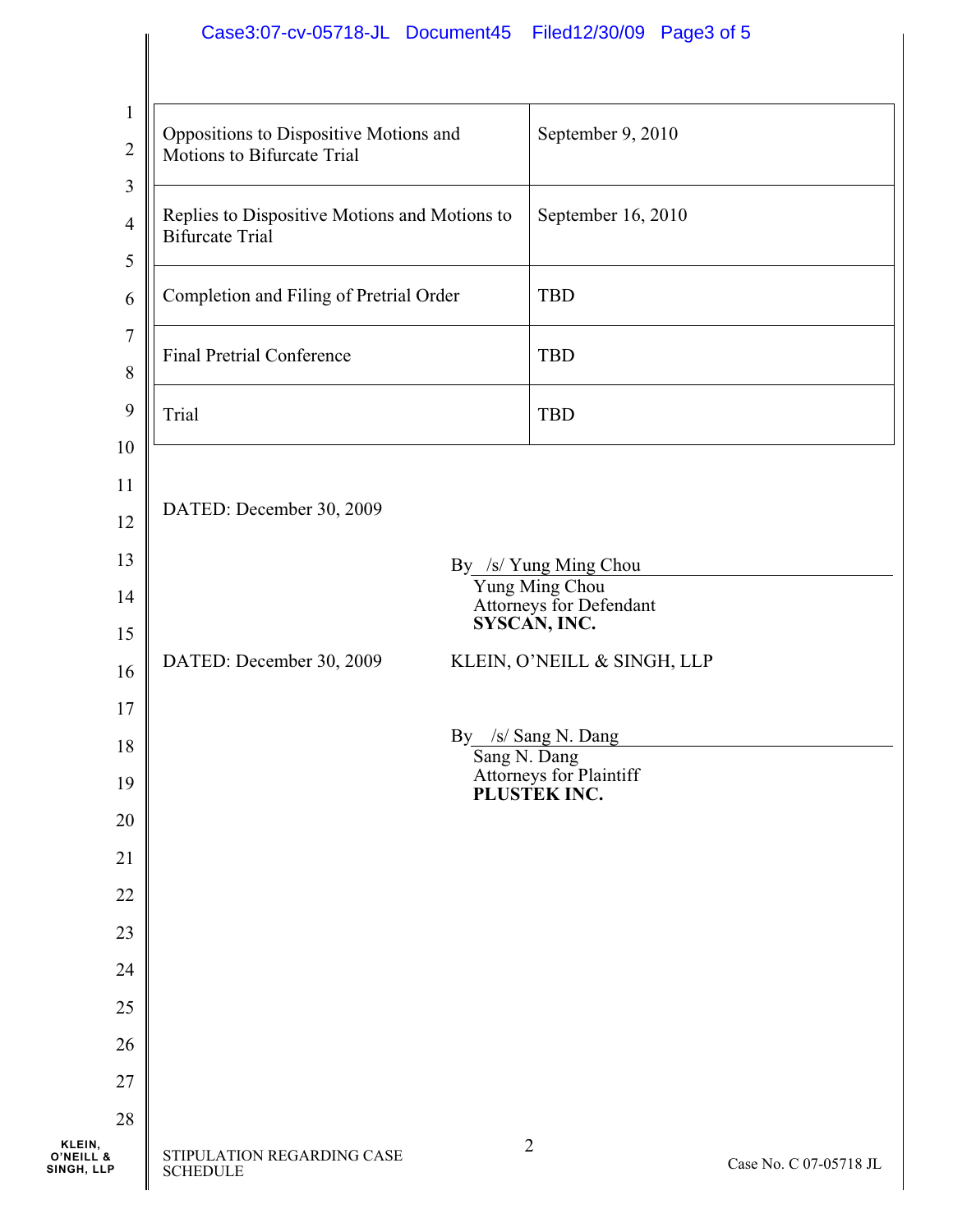| Oppositions to Dispositive Motions and Motions to Bifurcate Trial | September 9, 2010 |
|---|---|
| Replies to Dispositive Motions and Motions to Bifurcate Trial | September 16, 2010 |
| Completion and Filing of Pretrial Order | TBD |
| Final Pretrial Conference | TBD |
| Trial | TBD |

DATED: December 30, 2009

By /s/ Yung Ming Chou
Yung Ming Chou
Attorneys for Defendant
**SYSCAN, INC.**

DATED: December 30, 2009

KLEIN, O'NEILL & SINGH, LLP

By /s/ Sang N. Dang
Sang N. Dang
Attorneys for Plaintiff
**PLUSTEK INC.**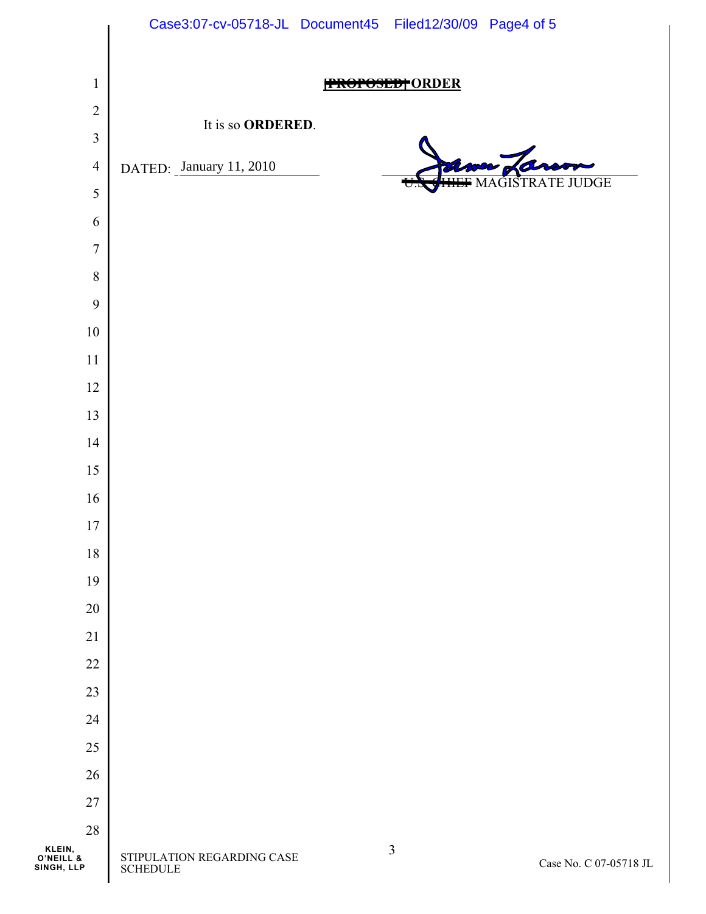**~~[PROPOSED]~~ ORDER**

It is so **ORDERED**.

DATED: January 11, 2010

James Larson

~~U.S. CHIEF~~ MAGISTRATE JUDGE

KLEIN, O'NEILL & SINGH, LLP

STIPULATION REGARDING CASE SCHEDULE

Case No. C 07-05718 JL